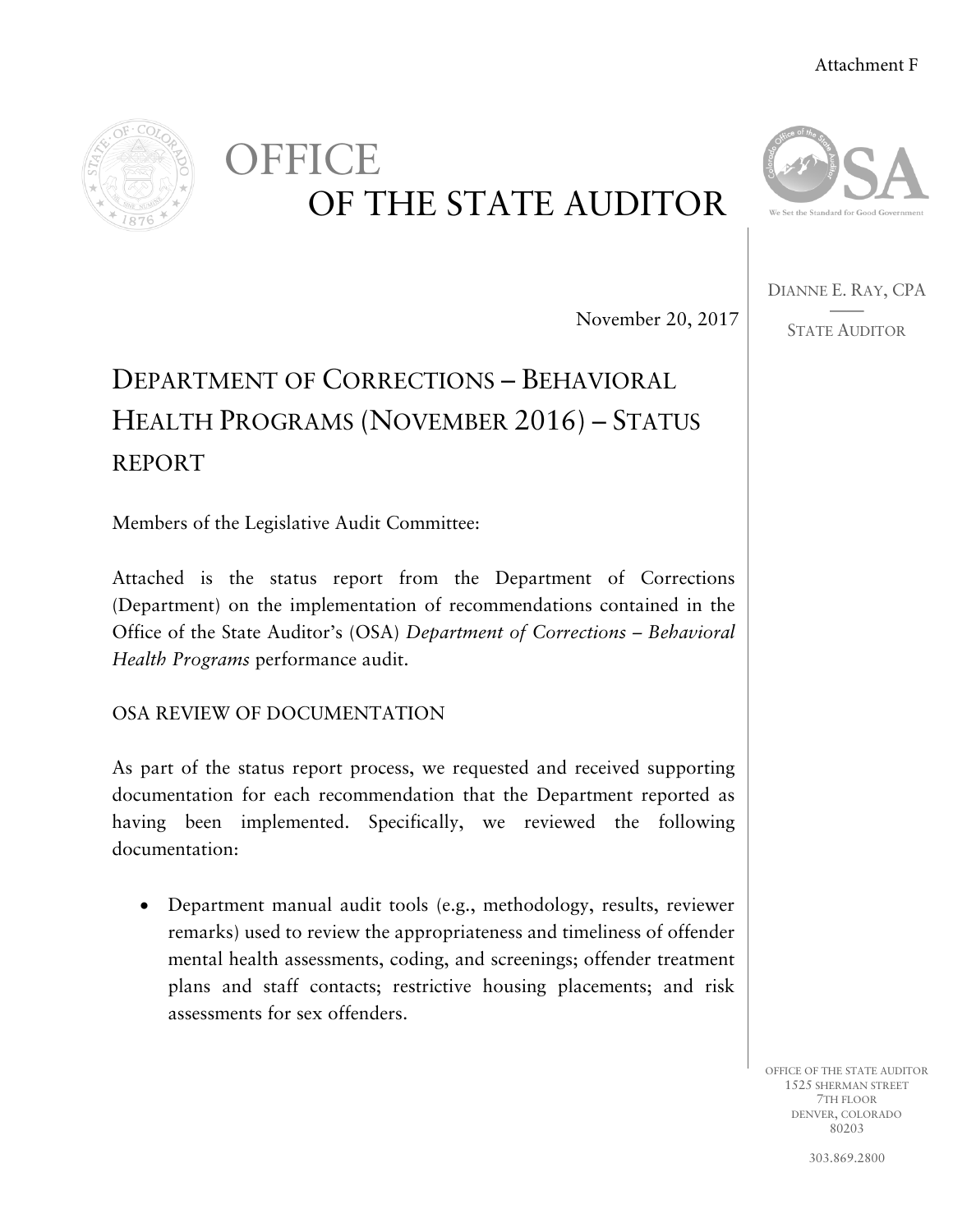Attachment F

# OFFICE OF THE STATE AUDITOR

DIANNE E. RAY, CPA

STATE AUDITOR

November 20, 2017

## DEPARTMENT OF CORRECTIONS – BEHAVIORAL HEALTH PROGRAMS (NOVEMBER 2016) – STATUS REPORT

Members of the Legislative Audit Committee:

Attached is the status report from the Department of Corrections (Department) on the implementation of recommendations contained in the Office of the State Auditor's (OSA) *Department of Corrections – Behavioral Health Programs* performance audit.

### OSA REVIEW OF DOCUMENTATION

As part of the status report process, we requested and received supporting documentation for each recommendation that the Department reported as having been implemented. Specifically, we reviewed the following documentation:

- Department manual audit tools (e.g., methodology, results, reviewer remarks) used to review the appropriateness and timeliness of offender mental health assessments, coding, and screenings; offender treatment plans and staff contacts; restrictive housing placements; and risk assessments for sex offenders.

OFFICE OF THE STATE AUDITOR
1525 SHERMAN STREET
7TH FLOOR
DENVER, COLORADO
80203

303.869.2800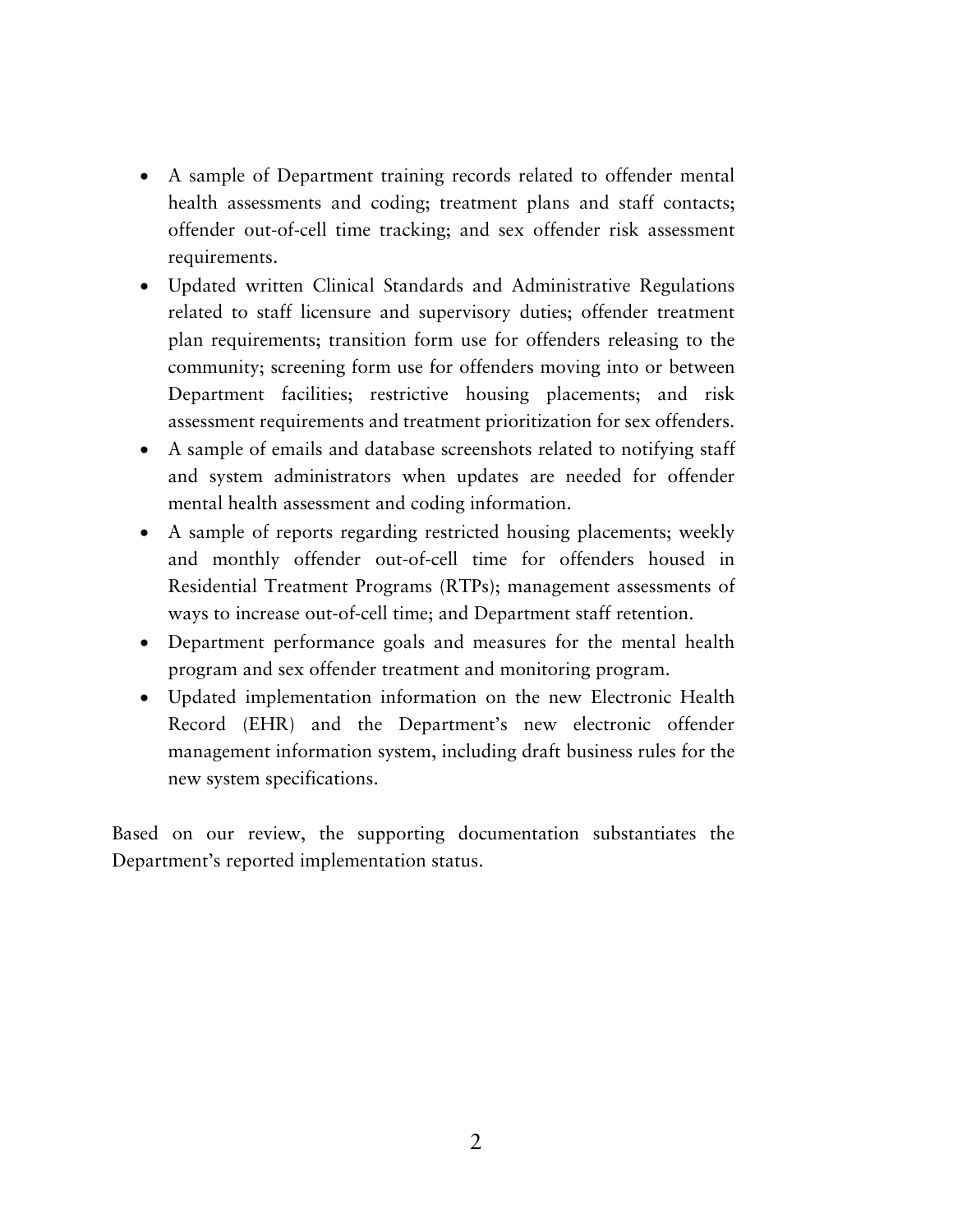- A sample of Department training records related to offender mental health assessments and coding; treatment plans and staff contacts; offender out-of-cell time tracking; and sex offender risk assessment requirements.
- Updated written Clinical Standards and Administrative Regulations related to staff licensure and supervisory duties; offender treatment plan requirements; transition form use for offenders releasing to the community; screening form use for offenders moving into or between Department facilities; restrictive housing placements; and risk assessment requirements and treatment prioritization for sex offenders.
- A sample of emails and database screenshots related to notifying staff and system administrators when updates are needed for offender mental health assessment and coding information.
- A sample of reports regarding restricted housing placements; weekly and monthly offender out-of-cell time for offenders housed in Residential Treatment Programs (RTPs); management assessments of ways to increase out-of-cell time; and Department staff retention.
- Department performance goals and measures for the mental health program and sex offender treatment and monitoring program.
- Updated implementation information on the new Electronic Health Record (EHR) and the Department's new electronic offender management information system, including draft business rules for the new system specifications.

Based on our review, the supporting documentation substantiates the Department's reported implementation status.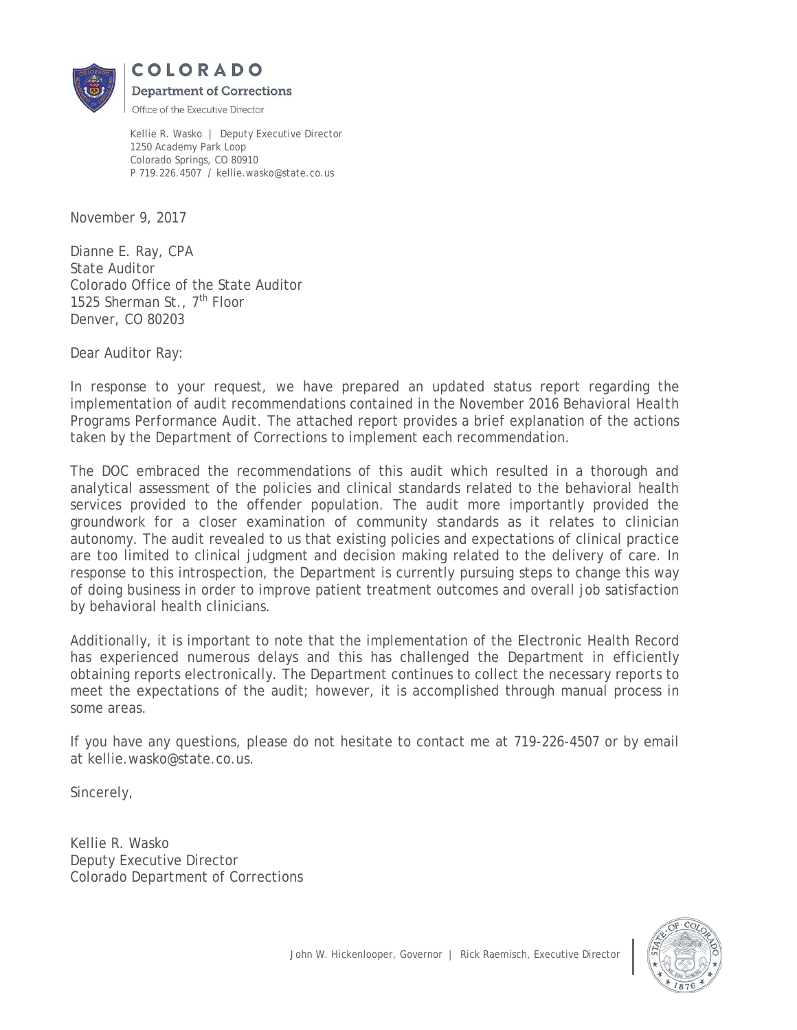**COLORADO**
**Department of Corrections**
Office of the Executive Director

Kellie R. Wasko | Deputy Executive Director
1250 Academy Park Loop
Colorado Springs, CO 80910
P 719.226.4507 / kellie.wasko@state.co.us

November 9, 2017

Dianne E. Ray, CPA
State Auditor
Colorado Office of the State Auditor
1525 Sherman St., 7th Floor
Denver, CO 80203

Dear Auditor Ray:

In response to your request, we have prepared an updated status report regarding the implementation of audit recommendations contained in the November 2016 Behavioral Health Programs Performance Audit. The attached report provides a brief explanation of the actions taken by the Department of Corrections to implement each recommendation.

The DOC embraced the recommendations of this audit which resulted in a thorough and analytical assessment of the policies and clinical standards related to the behavioral health services provided to the offender population. The audit more importantly provided the groundwork for a closer examination of community standards as it relates to clinician autonomy. The audit revealed to us that existing policies and expectations of clinical practice are too limited to clinical judgment and decision making related to the delivery of care. In response to this introspection, the Department is currently pursuing steps to change this way of doing business in order to improve patient treatment outcomes and overall job satisfaction by behavioral health clinicians.

Additionally, it is important to note that the implementation of the Electronic Health Record has experienced numerous delays and this has challenged the Department in efficiently obtaining reports electronically. The Department continues to collect the necessary reports to meet the expectations of the audit; however, it is accomplished through manual process in some areas.

If you have any questions, please do not hesitate to contact me at 719-226-4507 or by email at kellie.wasko@state.co.us.

Sincerely,

Kellie R. Wasko
Deputy Executive Director
Colorado Department of Corrections

John W. Hickenlooper, Governor | Rick Raemisch, Executive Director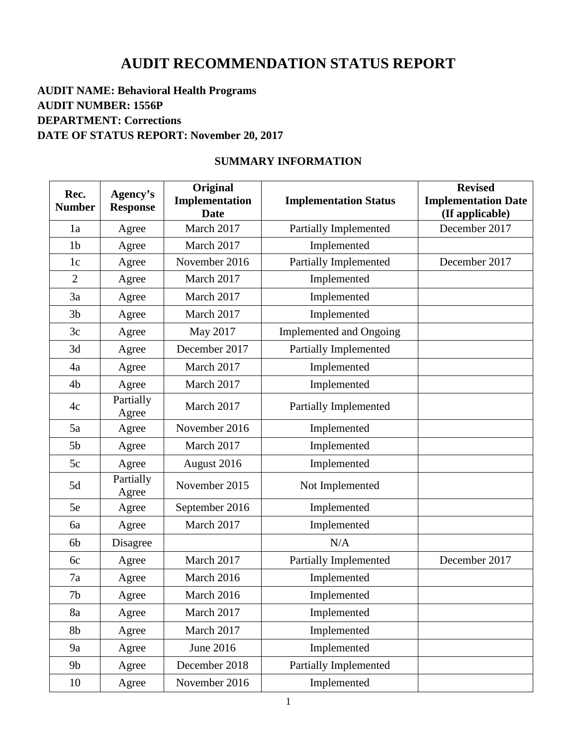# AUDIT RECOMMENDATION STATUS REPORT

**AUDIT NAME: Behavioral Health Programs**
**AUDIT NUMBER: 1556P**
**DEPARTMENT: Corrections**
**DATE OF STATUS REPORT: November 20, 2017**

## SUMMARY INFORMATION

| Rec. Number | Agency's Response | Original Implementation Date | Implementation Status | Revised Implementation Date (If applicable) |
|---|---|---|---|---|
| 1a | Agree | March 2017 | Partially Implemented | December 2017 |
| 1b | Agree | March 2017 | Implemented | |
| 1c | Agree | November 2016 | Partially Implemented | December 2017 |
| 2 | Agree | March 2017 | Implemented | |
| 3a | Agree | March 2017 | Implemented | |
| 3b | Agree | March 2017 | Implemented | |
| 3c | Agree | May 2017 | Implemented and Ongoing | |
| 3d | Agree | December 2017 | Partially Implemented | |
| 4a | Agree | March 2017 | Implemented | |
| 4b | Agree | March 2017 | Implemented | |
| 4c | Partially Agree | March 2017 | Partially Implemented | |
| 5a | Agree | November 2016 | Implemented | |
| 5b | Agree | March 2017 | Implemented | |
| 5c | Agree | August 2016 | Implemented | |
| 5d | Partially Agree | November 2015 | Not Implemented | |
| 5e | Agree | September 2016 | Implemented | |
| 6a | Agree | March 2017 | Implemented | |
| 6b | Disagree | | N/A | |
| 6c | Agree | March 2017 | Partially Implemented | December 2017 |
| 7a | Agree | March 2016 | Implemented | |
| 7b | Agree | March 2016 | Implemented | |
| 8a | Agree | March 2017 | Implemented | |
| 8b | Agree | March 2017 | Implemented | |
| 9a | Agree | June 2016 | Implemented | |
| 9b | Agree | December 2018 | Partially Implemented | |
| 10 | Agree | November 2016 | Implemented | |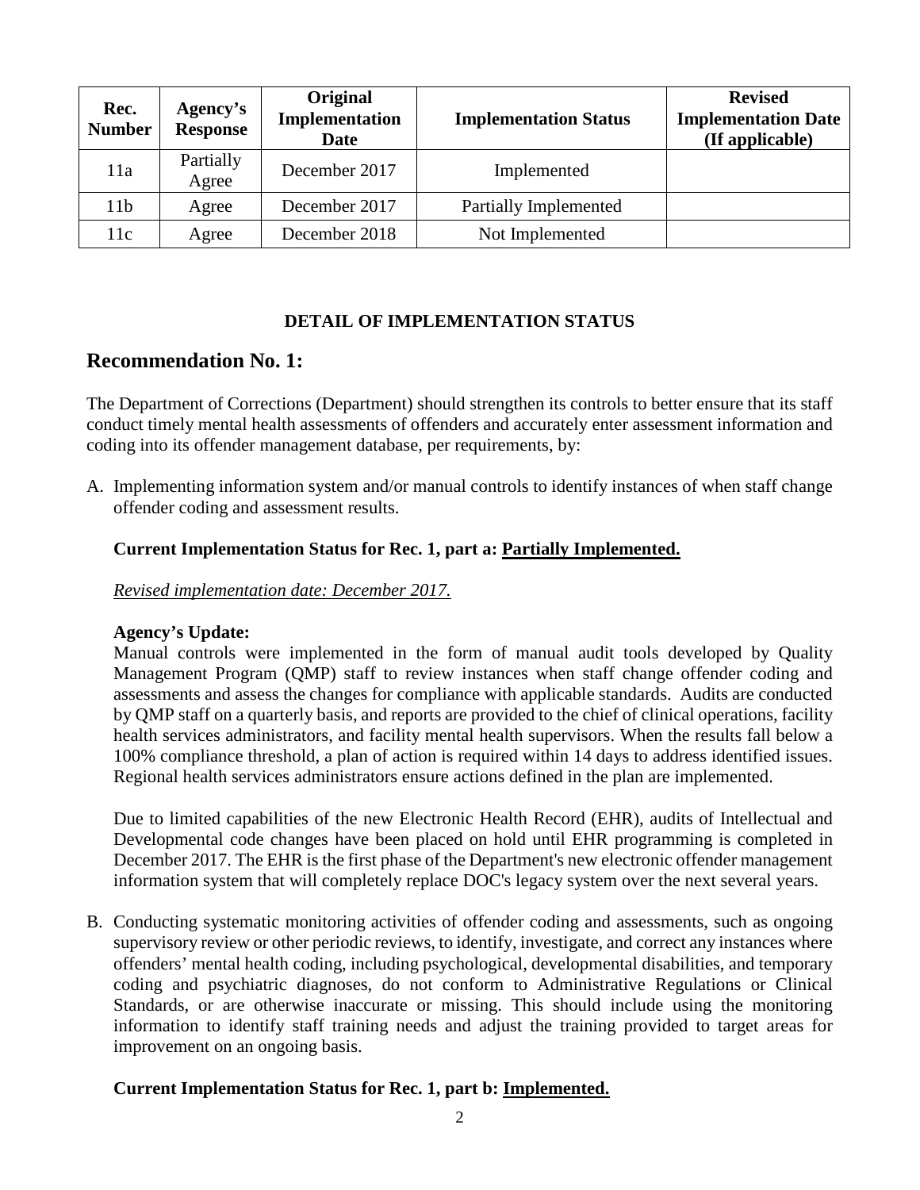| Rec. Number | Agency's Response | Original Implementation Date | Implementation Status | Revised Implementation Date (If applicable) |
|---|---|---|---|---|
| 11a | Partially Agree | December 2017 | Implemented | |
| 11b | Agree | December 2017 | Partially Implemented | |
| 11c | Agree | December 2018 | Not Implemented | |

**DETAIL OF IMPLEMENTATION STATUS**

## Recommendation No. 1:

The Department of Corrections (Department) should strengthen its controls to better ensure that its staff conduct timely mental health assessments of offenders and accurately enter assessment information and coding into its offender management database, per requirements, by:

A. Implementing information system and/or manual controls to identify instances of when staff change offender coding and assessment results.

   **Current Implementation Status for Rec. 1, part a: Partially Implemented.**

   *Revised implementation date: December 2017.*

   **Agency's Update:**
   Manual controls were implemented in the form of manual audit tools developed by Quality Management Program (QMP) staff to review instances when staff change offender coding and assessments and assess the changes for compliance with applicable standards. Audits are conducted by QMP staff on a quarterly basis, and reports are provided to the chief of clinical operations, facility health services administrators, and facility mental health supervisors. When the results fall below a 100% compliance threshold, a plan of action is required within 14 days to address identified issues. Regional health services administrators ensure actions defined in the plan are implemented.

   Due to limited capabilities of the new Electronic Health Record (EHR), audits of Intellectual and Developmental code changes have been placed on hold until EHR programming is completed in December 2017. The EHR is the first phase of the Department's new electronic offender management information system that will completely replace DOC's legacy system over the next several years.

B. Conducting systematic monitoring activities of offender coding and assessments, such as ongoing supervisory review or other periodic reviews, to identify, investigate, and correct any instances where offenders' mental health coding, including psychological, developmental disabilities, and temporary coding and psychiatric diagnoses, do not conform to Administrative Regulations or Clinical Standards, or are otherwise inaccurate or missing. This should include using the monitoring information to identify staff training needs and adjust the training provided to target areas for improvement on an ongoing basis.

   **Current Implementation Status for Rec. 1, part b: Implemented.**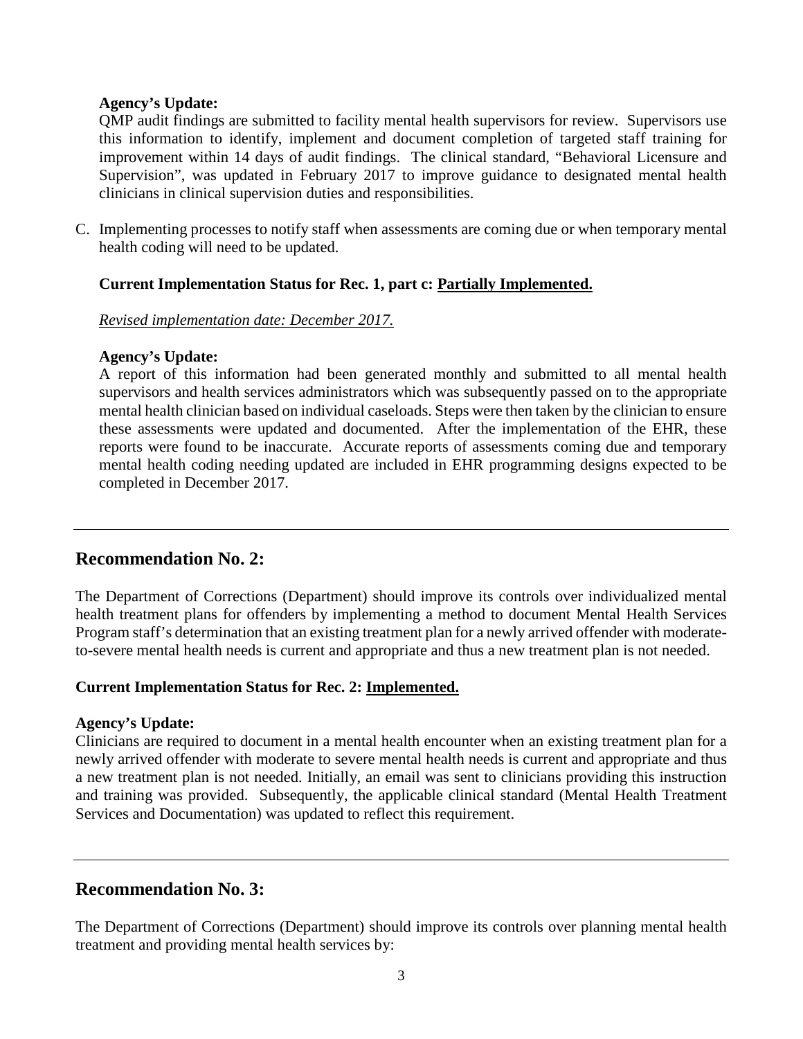**Agency's Update:**

QMP audit findings are submitted to facility mental health supervisors for review. Supervisors use this information to identify, implement and document completion of targeted staff training for improvement within 14 days of audit findings. The clinical standard, "Behavioral Licensure and Supervision", was updated in February 2017 to improve guidance to designated mental health clinicians in clinical supervision duties and responsibilities.

C. Implementing processes to notify staff when assessments are coming due or when temporary mental health coding will need to be updated.

**Current Implementation Status for Rec. 1, part c: Partially Implemented.**

*Revised implementation date: December 2017.*

**Agency's Update:**

A report of this information had been generated monthly and submitted to all mental health supervisors and health services administrators which was subsequently passed on to the appropriate mental health clinician based on individual caseloads. Steps were then taken by the clinician to ensure these assessments were updated and documented. After the implementation of the EHR, these reports were found to be inaccurate. Accurate reports of assessments coming due and temporary mental health coding needing updated are included in EHR programming designs expected to be completed in December 2017.

---

## Recommendation No. 2:

The Department of Corrections (Department) should improve its controls over individualized mental health treatment plans for offenders by implementing a method to document Mental Health Services Program staff's determination that an existing treatment plan for a newly arrived offender with moderate-to-severe mental health needs is current and appropriate and thus a new treatment plan is not needed.

**Current Implementation Status for Rec. 2: Implemented.**

**Agency's Update:**

Clinicians are required to document in a mental health encounter when an existing treatment plan for a newly arrived offender with moderate to severe mental health needs is current and appropriate and thus a new treatment plan is not needed. Initially, an email was sent to clinicians providing this instruction and training was provided. Subsequently, the applicable clinical standard (Mental Health Treatment Services and Documentation) was updated to reflect this requirement.

---

## Recommendation No. 3:

The Department of Corrections (Department) should improve its controls over planning mental health treatment and providing mental health services by: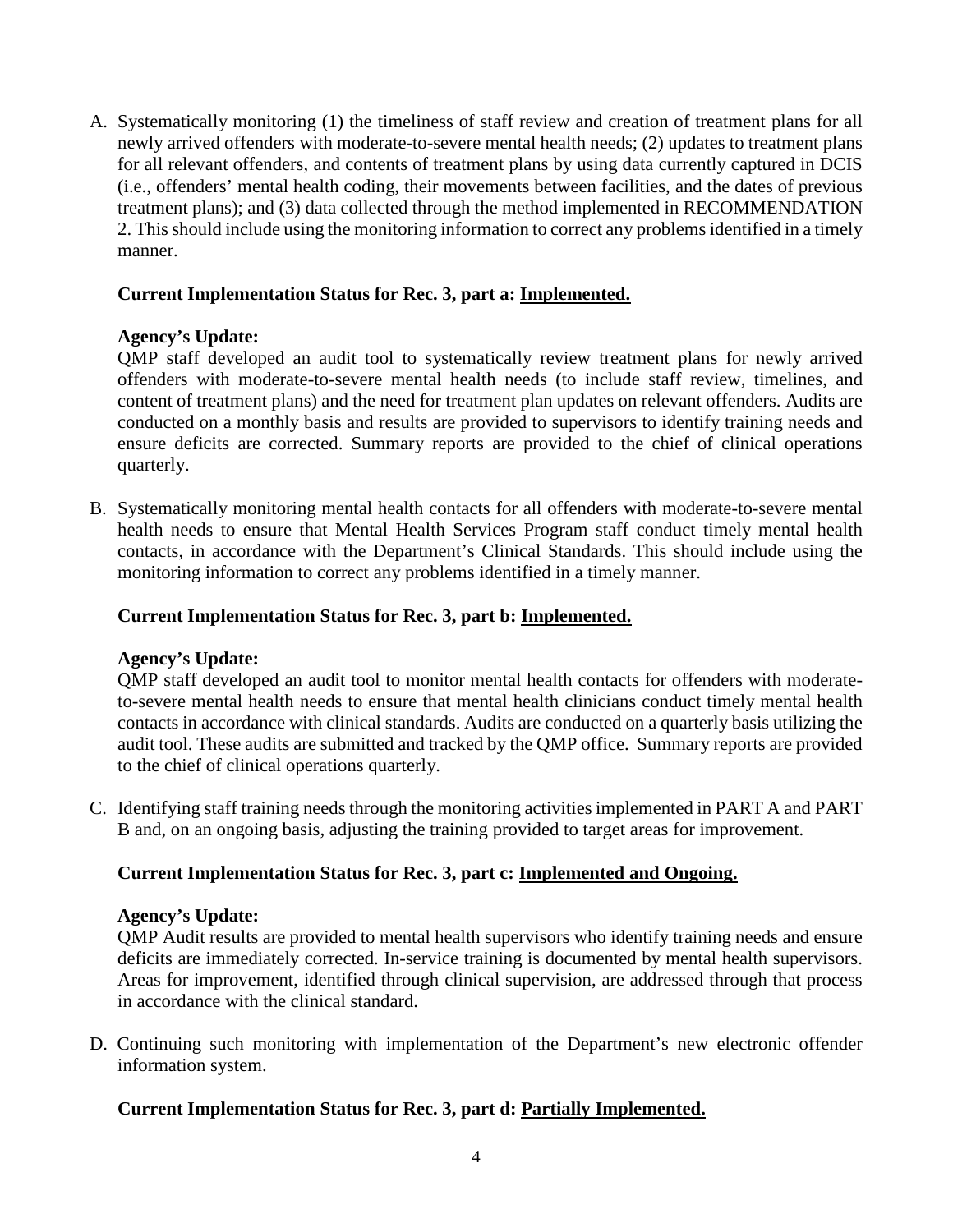A. Systematically monitoring (1) the timeliness of staff review and creation of treatment plans for all newly arrived offenders with moderate-to-severe mental health needs; (2) updates to treatment plans for all relevant offenders, and contents of treatment plans by using data currently captured in DCIS (i.e., offenders' mental health coding, their movements between facilities, and the dates of previous treatment plans); and (3) data collected through the method implemented in RECOMMENDATION 2. This should include using the monitoring information to correct any problems identified in a timely manner.

**Current Implementation Status for Rec. 3, part a: Implemented.**

**Agency's Update:**
QMP staff developed an audit tool to systematically review treatment plans for newly arrived offenders with moderate-to-severe mental health needs (to include staff review, timelines, and content of treatment plans) and the need for treatment plan updates on relevant offenders. Audits are conducted on a monthly basis and results are provided to supervisors to identify training needs and ensure deficits are corrected. Summary reports are provided to the chief of clinical operations quarterly.

B. Systematically monitoring mental health contacts for all offenders with moderate-to-severe mental health needs to ensure that Mental Health Services Program staff conduct timely mental health contacts, in accordance with the Department's Clinical Standards. This should include using the monitoring information to correct any problems identified in a timely manner.

**Current Implementation Status for Rec. 3, part b: Implemented.**

**Agency's Update:**
QMP staff developed an audit tool to monitor mental health contacts for offenders with moderate-to-severe mental health needs to ensure that mental health clinicians conduct timely mental health contacts in accordance with clinical standards. Audits are conducted on a quarterly basis utilizing the audit tool. These audits are submitted and tracked by the QMP office. Summary reports are provided to the chief of clinical operations quarterly.

C. Identifying staff training needs through the monitoring activities implemented in PART A and PART B and, on an ongoing basis, adjusting the training provided to target areas for improvement.

**Current Implementation Status for Rec. 3, part c: Implemented and Ongoing.**

**Agency's Update:**
QMP Audit results are provided to mental health supervisors who identify training needs and ensure deficits are immediately corrected. In-service training is documented by mental health supervisors. Areas for improvement, identified through clinical supervision, are addressed through that process in accordance with the clinical standard.

D. Continuing such monitoring with implementation of the Department's new electronic offender information system.

**Current Implementation Status for Rec. 3, part d: Partially Implemented.**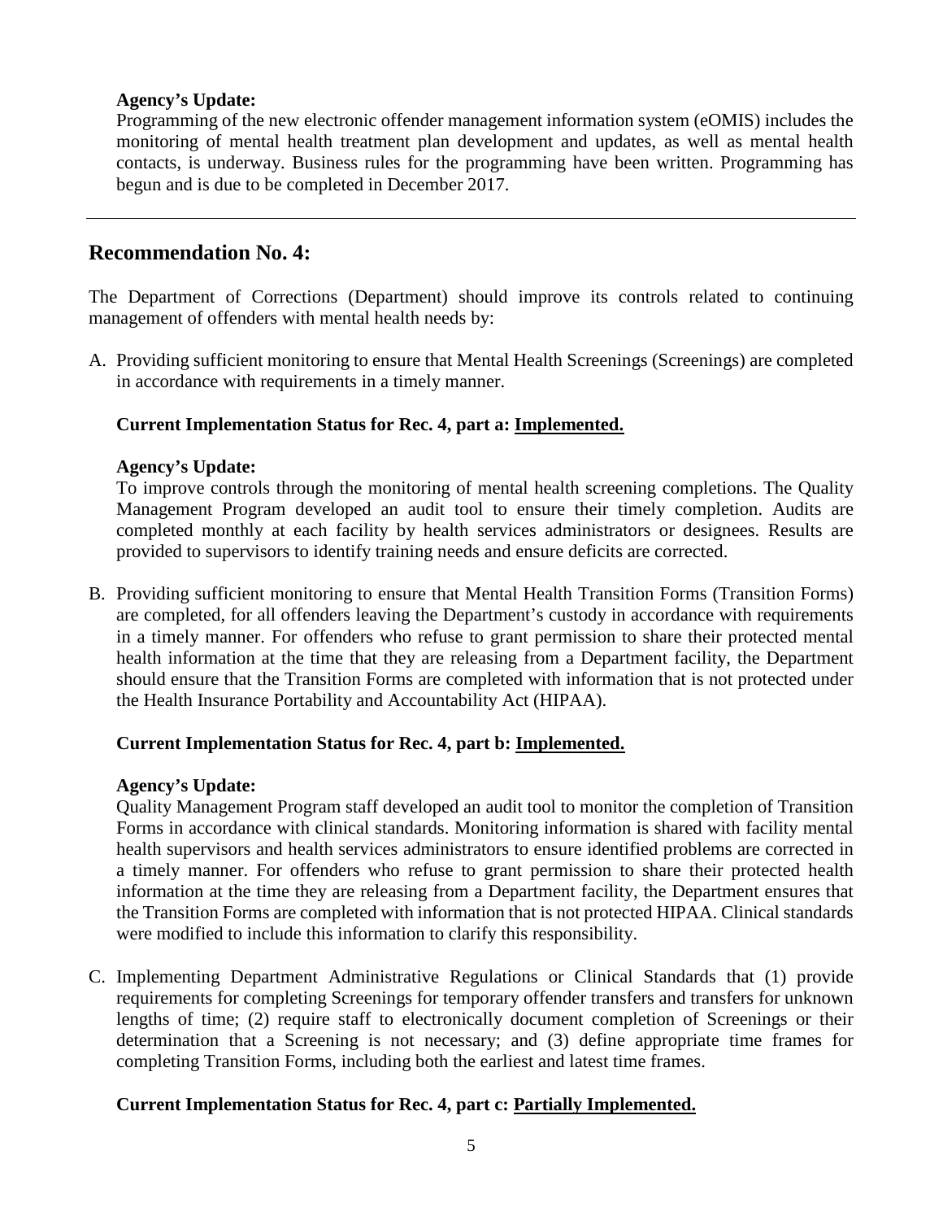**Agency's Update:**

Programming of the new electronic offender management information system (eOMIS) includes the monitoring of mental health treatment plan development and updates, as well as mental health contacts, is underway. Business rules for the programming have been written. Programming has begun and is due to be completed in December 2017.

---

## Recommendation No. 4:

The Department of Corrections (Department) should improve its controls related to continuing management of offenders with mental health needs by:

A. Providing sufficient monitoring to ensure that Mental Health Screenings (Screenings) are completed in accordance with requirements in a timely manner.

**Current Implementation Status for Rec. 4, part a: <u>Implemented.</u>**

**Agency's Update:**

To improve controls through the monitoring of mental health screening completions. The Quality Management Program developed an audit tool to ensure their timely completion. Audits are completed monthly at each facility by health services administrators or designees. Results are provided to supervisors to identify training needs and ensure deficits are corrected.

B. Providing sufficient monitoring to ensure that Mental Health Transition Forms (Transition Forms) are completed, for all offenders leaving the Department's custody in accordance with requirements in a timely manner. For offenders who refuse to grant permission to share their protected mental health information at the time that they are releasing from a Department facility, the Department should ensure that the Transition Forms are completed with information that is not protected under the Health Insurance Portability and Accountability Act (HIPAA).

**Current Implementation Status for Rec. 4, part b: <u>Implemented.</u>**

**Agency's Update:**

Quality Management Program staff developed an audit tool to monitor the completion of Transition Forms in accordance with clinical standards. Monitoring information is shared with facility mental health supervisors and health services administrators to ensure identified problems are corrected in a timely manner. For offenders who refuse to grant permission to share their protected health information at the time they are releasing from a Department facility, the Department ensures that the Transition Forms are completed with information that is not protected HIPAA. Clinical standards were modified to include this information to clarify this responsibility.

C. Implementing Department Administrative Regulations or Clinical Standards that (1) provide requirements for completing Screenings for temporary offender transfers and transfers for unknown lengths of time; (2) require staff to electronically document completion of Screenings or their determination that a Screening is not necessary; and (3) define appropriate time frames for completing Transition Forms, including both the earliest and latest time frames.

**Current Implementation Status for Rec. 4, part c: <u>Partially Implemented.</u>**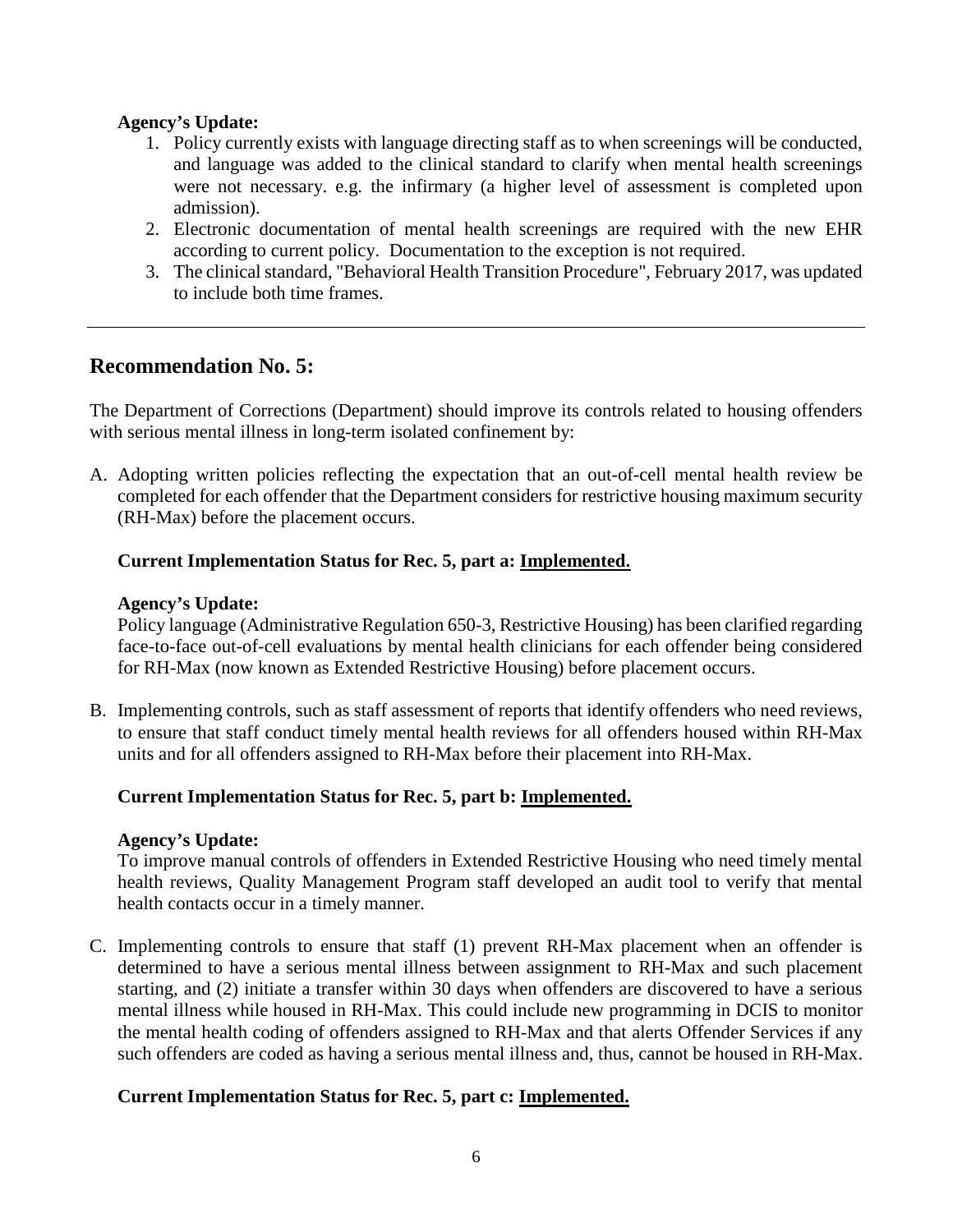**Agency's Update:**

1. Policy currently exists with language directing staff as to when screenings will be conducted, and language was added to the clinical standard to clarify when mental health screenings were not necessary. e.g. the infirmary (a higher level of assessment is completed upon admission).
2. Electronic documentation of mental health screenings are required with the new EHR according to current policy. Documentation to the exception is not required.
3. The clinical standard, "Behavioral Health Transition Procedure", February 2017, was updated to include both time frames.

---

## Recommendation No. 5:

The Department of Corrections (Department) should improve its controls related to housing offenders with serious mental illness in long-term isolated confinement by:

A. Adopting written policies reflecting the expectation that an out-of-cell mental health review be completed for each offender that the Department considers for restrictive housing maximum security (RH-Max) before the placement occurs.

**Current Implementation Status for Rec. 5, part a: Implemented.**

**Agency's Update:**

Policy language (Administrative Regulation 650-3, Restrictive Housing) has been clarified regarding face-to-face out-of-cell evaluations by mental health clinicians for each offender being considered for RH-Max (now known as Extended Restrictive Housing) before placement occurs.

B. Implementing controls, such as staff assessment of reports that identify offenders who need reviews, to ensure that staff conduct timely mental health reviews for all offenders housed within RH-Max units and for all offenders assigned to RH-Max before their placement into RH-Max.

**Current Implementation Status for Rec. 5, part b: Implemented.**

**Agency's Update:**

To improve manual controls of offenders in Extended Restrictive Housing who need timely mental health reviews, Quality Management Program staff developed an audit tool to verify that mental health contacts occur in a timely manner.

C. Implementing controls to ensure that staff (1) prevent RH-Max placement when an offender is determined to have a serious mental illness between assignment to RH-Max and such placement starting, and (2) initiate a transfer within 30 days when offenders are discovered to have a serious mental illness while housed in RH-Max. This could include new programming in DCIS to monitor the mental health coding of offenders assigned to RH-Max and that alerts Offender Services if any such offenders are coded as having a serious mental illness and, thus, cannot be housed in RH-Max.

**Current Implementation Status for Rec. 5, part c: Implemented.**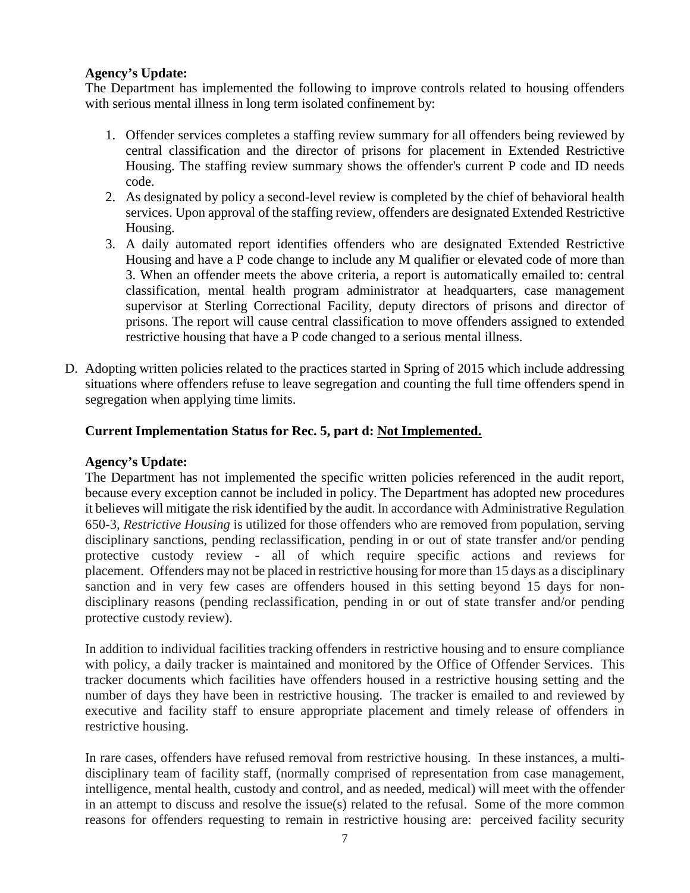**Agency's Update:**

The Department has implemented the following to improve controls related to housing offenders with serious mental illness in long term isolated confinement by:

1. Offender services completes a staffing review summary for all offenders being reviewed by central classification and the director of prisons for placement in Extended Restrictive Housing. The staffing review summary shows the offender's current P code and ID needs code.
2. As designated by policy a second-level review is completed by the chief of behavioral health services. Upon approval of the staffing review, offenders are designated Extended Restrictive Housing.
3. A daily automated report identifies offenders who are designated Extended Restrictive Housing and have a P code change to include any M qualifier or elevated code of more than 3. When an offender meets the above criteria, a report is automatically emailed to: central classification, mental health program administrator at headquarters, case management supervisor at Sterling Correctional Facility, deputy directors of prisons and director of prisons. The report will cause central classification to move offenders assigned to extended restrictive housing that have a P code changed to a serious mental illness.

D. Adopting written policies related to the practices started in Spring of 2015 which include addressing situations where offenders refuse to leave segregation and counting the full time offenders spend in segregation when applying time limits.

**Current Implementation Status for Rec. 5, part d: Not Implemented.**

**Agency's Update:**

The Department has not implemented the specific written policies referenced in the audit report, because every exception cannot be included in policy. The Department has adopted new procedures it believes will mitigate the risk identified by the audit. In accordance with Administrative Regulation 650-3, *Restrictive Housing* is utilized for those offenders who are removed from population, serving disciplinary sanctions, pending reclassification, pending in or out of state transfer and/or pending protective custody review - all of which require specific actions and reviews for placement. Offenders may not be placed in restrictive housing for more than 15 days as a disciplinary sanction and in very few cases are offenders housed in this setting beyond 15 days for non-disciplinary reasons (pending reclassification, pending in or out of state transfer and/or pending protective custody review).

In addition to individual facilities tracking offenders in restrictive housing and to ensure compliance with policy, a daily tracker is maintained and monitored by the Office of Offender Services. This tracker documents which facilities have offenders housed in a restrictive housing setting and the number of days they have been in restrictive housing. The tracker is emailed to and reviewed by executive and facility staff to ensure appropriate placement and timely release of offenders in restrictive housing.

In rare cases, offenders have refused removal from restrictive housing. In these instances, a multi-disciplinary team of facility staff, (normally comprised of representation from case management, intelligence, mental health, custody and control, and as needed, medical) will meet with the offender in an attempt to discuss and resolve the issue(s) related to the refusal. Some of the more common reasons for offenders requesting to remain in restrictive housing are: perceived facility security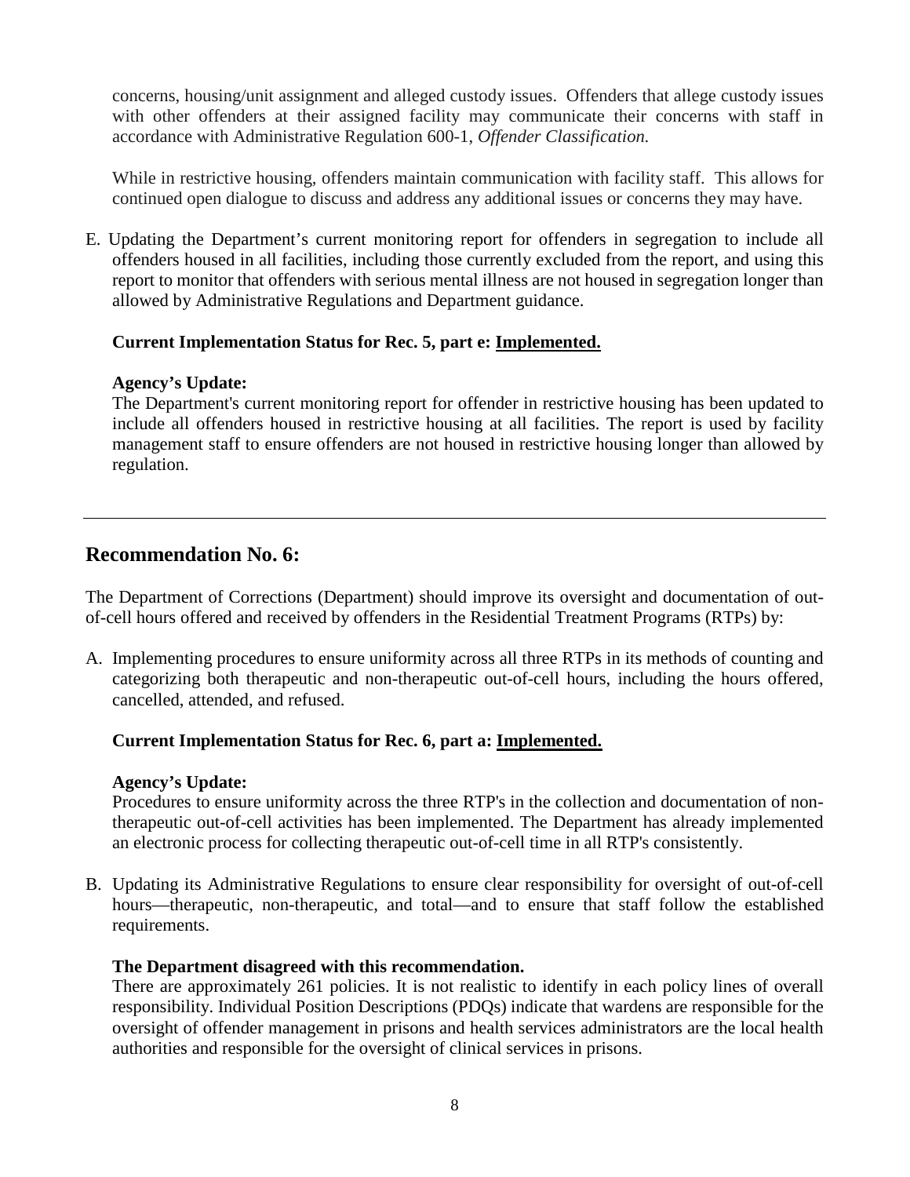concerns, housing/unit assignment and alleged custody issues. Offenders that allege custody issues with other offenders at their assigned facility may communicate their concerns with staff in accordance with Administrative Regulation 600-1, *Offender Classification.*

While in restrictive housing, offenders maintain communication with facility staff. This allows for continued open dialogue to discuss and address any additional issues or concerns they may have.

E. Updating the Department's current monitoring report for offenders in segregation to include all offenders housed in all facilities, including those currently excluded from the report, and using this report to monitor that offenders with serious mental illness are not housed in segregation longer than allowed by Administrative Regulations and Department guidance.

**Current Implementation Status for Rec. 5, part e: Implemented.**

**Agency's Update:**
The Department's current monitoring report for offender in restrictive housing has been updated to include all offenders housed in restrictive housing at all facilities. The report is used by facility management staff to ensure offenders are not housed in restrictive housing longer than allowed by regulation.

---

## Recommendation No. 6:

The Department of Corrections (Department) should improve its oversight and documentation of out-of-cell hours offered and received by offenders in the Residential Treatment Programs (RTPs) by:

A. Implementing procedures to ensure uniformity across all three RTPs in its methods of counting and categorizing both therapeutic and non-therapeutic out-of-cell hours, including the hours offered, cancelled, attended, and refused.

**Current Implementation Status for Rec. 6, part a: Implemented.**

**Agency's Update:**
Procedures to ensure uniformity across the three RTP's in the collection and documentation of non-therapeutic out-of-cell activities has been implemented. The Department has already implemented an electronic process for collecting therapeutic out-of-cell time in all RTP's consistently.

B. Updating its Administrative Regulations to ensure clear responsibility for oversight of out-of-cell hours—therapeutic, non-therapeutic, and total—and to ensure that staff follow the established requirements.

**The Department disagreed with this recommendation.**
There are approximately 261 policies. It is not realistic to identify in each policy lines of overall responsibility. Individual Position Descriptions (PDQs) indicate that wardens are responsible for the oversight of offender management in prisons and health services administrators are the local health authorities and responsible for the oversight of clinical services in prisons.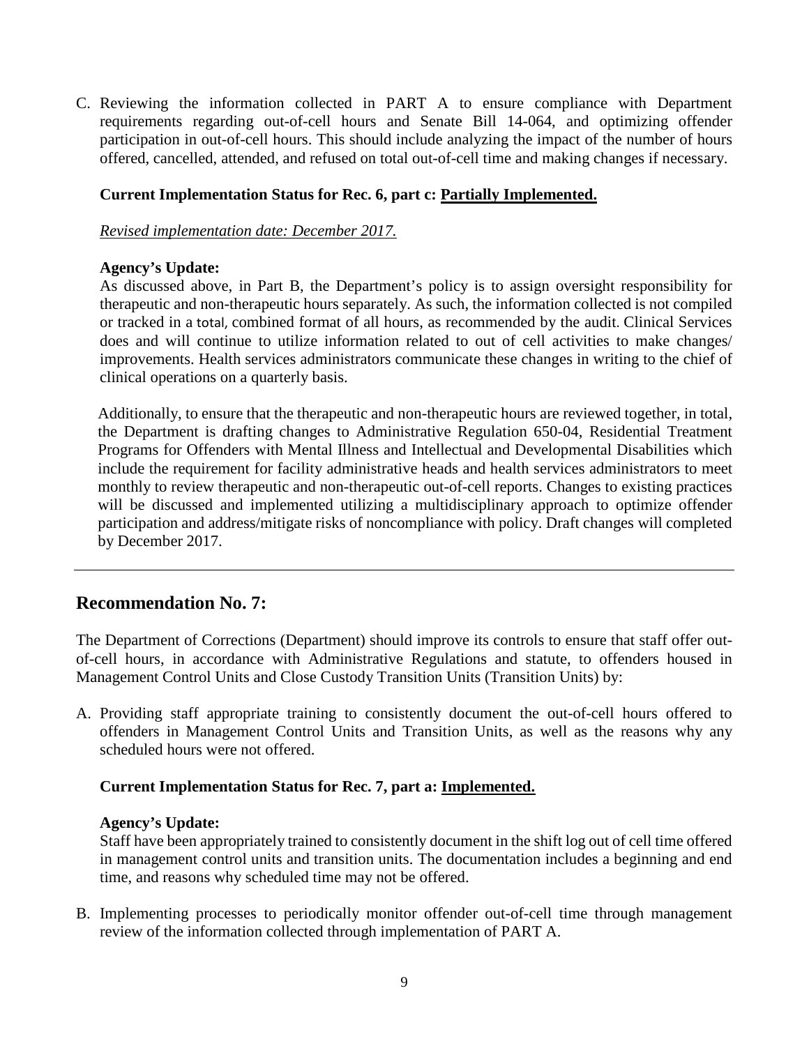C. Reviewing the information collected in PART A to ensure compliance with Department requirements regarding out-of-cell hours and Senate Bill 14-064, and optimizing offender participation in out-of-cell hours. This should include analyzing the impact of the number of hours offered, cancelled, attended, and refused on total out-of-cell time and making changes if necessary.

**Current Implementation Status for Rec. 6, part c: Partially Implemented.**

*Revised implementation date: December 2017.*

**Agency's Update:**
As discussed above, in Part B, the Department's policy is to assign oversight responsibility for therapeutic and non-therapeutic hours separately. As such, the information collected is not compiled or tracked in a total, combined format of all hours, as recommended by the audit. Clinical Services does and will continue to utilize information related to out of cell activities to make changes/ improvements. Health services administrators communicate these changes in writing to the chief of clinical operations on a quarterly basis.

Additionally, to ensure that the therapeutic and non-therapeutic hours are reviewed together, in total, the Department is drafting changes to Administrative Regulation 650-04, Residential Treatment Programs for Offenders with Mental Illness and Intellectual and Developmental Disabilities which include the requirement for facility administrative heads and health services administrators to meet monthly to review therapeutic and non-therapeutic out-of-cell reports. Changes to existing practices will be discussed and implemented utilizing a multidisciplinary approach to optimize offender participation and address/mitigate risks of noncompliance with policy. Draft changes will completed by December 2017.

---

## Recommendation No. 7:

The Department of Corrections (Department) should improve its controls to ensure that staff offer out-of-cell hours, in accordance with Administrative Regulations and statute, to offenders housed in Management Control Units and Close Custody Transition Units (Transition Units) by:

A. Providing staff appropriate training to consistently document the out-of-cell hours offered to offenders in Management Control Units and Transition Units, as well as the reasons why any scheduled hours were not offered.

**Current Implementation Status for Rec. 7, part a: Implemented.**

**Agency's Update:**
Staff have been appropriately trained to consistently document in the shift log out of cell time offered in management control units and transition units. The documentation includes a beginning and end time, and reasons why scheduled time may not be offered.

B. Implementing processes to periodically monitor offender out-of-cell time through management review of the information collected through implementation of PART A.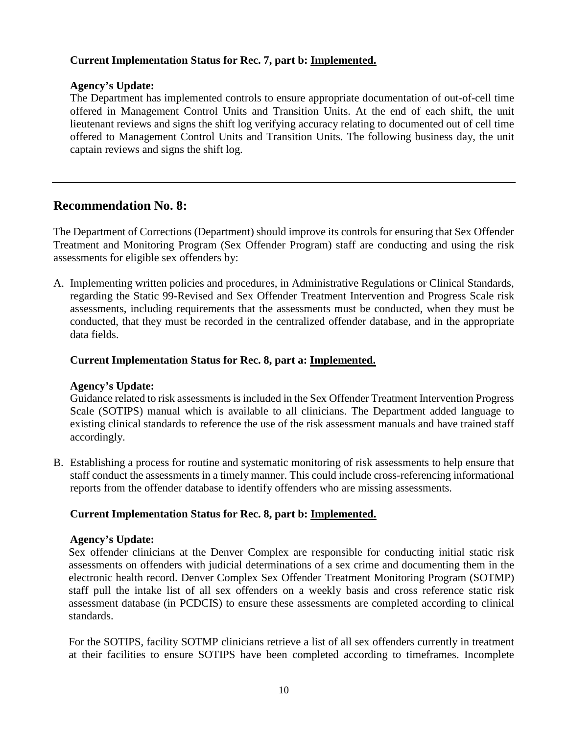**Current Implementation Status for Rec. 7, part b: Implemented.**

**Agency's Update:**

The Department has implemented controls to ensure appropriate documentation of out-of-cell time offered in Management Control Units and Transition Units. At the end of each shift, the unit lieutenant reviews and signs the shift log verifying accuracy relating to documented out of cell time offered to Management Control Units and Transition Units. The following business day, the unit captain reviews and signs the shift log.

---

## Recommendation No. 8:

The Department of Corrections (Department) should improve its controls for ensuring that Sex Offender Treatment and Monitoring Program (Sex Offender Program) staff are conducting and using the risk assessments for eligible sex offenders by:

A. Implementing written policies and procedures, in Administrative Regulations or Clinical Standards, regarding the Static 99-Revised and Sex Offender Treatment Intervention and Progress Scale risk assessments, including requirements that the assessments must be conducted, when they must be conducted, that they must be recorded in the centralized offender database, and in the appropriate data fields.

**Current Implementation Status for Rec. 8, part a: Implemented.**

**Agency's Update:**

Guidance related to risk assessments is included in the Sex Offender Treatment Intervention Progress Scale (SOTIPS) manual which is available to all clinicians. The Department added language to existing clinical standards to reference the use of the risk assessment manuals and have trained staff accordingly.

B. Establishing a process for routine and systematic monitoring of risk assessments to help ensure that staff conduct the assessments in a timely manner. This could include cross-referencing informational reports from the offender database to identify offenders who are missing assessments.

**Current Implementation Status for Rec. 8, part b: Implemented.**

**Agency's Update:**

Sex offender clinicians at the Denver Complex are responsible for conducting initial static risk assessments on offenders with judicial determinations of a sex crime and documenting them in the electronic health record. Denver Complex Sex Offender Treatment Monitoring Program (SOTMP) staff pull the intake list of all sex offenders on a weekly basis and cross reference static risk assessment database (in PCDCIS) to ensure these assessments are completed according to clinical standards.

For the SOTIPS, facility SOTMP clinicians retrieve a list of all sex offenders currently in treatment at their facilities to ensure SOTIPS have been completed according to timeframes. Incomplete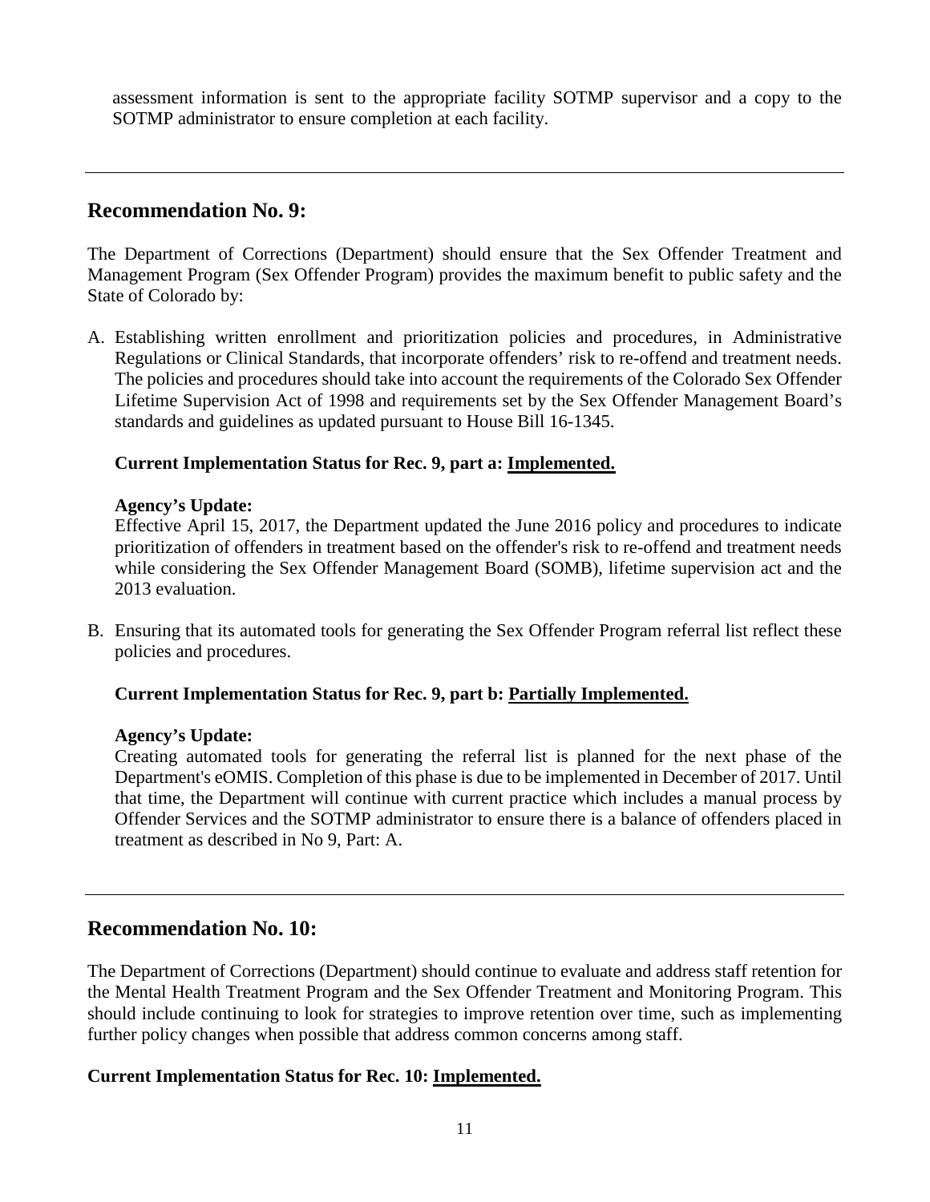assessment information is sent to the appropriate facility SOTMP supervisor and a copy to the SOTMP administrator to ensure completion at each facility.

---

## Recommendation No. 9:

The Department of Corrections (Department) should ensure that the Sex Offender Treatment and Management Program (Sex Offender Program) provides the maximum benefit to public safety and the State of Colorado by:

A. Establishing written enrollment and prioritization policies and procedures, in Administrative Regulations or Clinical Standards, that incorporate offenders' risk to re-offend and treatment needs. The policies and procedures should take into account the requirements of the Colorado Sex Offender Lifetime Supervision Act of 1998 and requirements set by the Sex Offender Management Board's standards and guidelines as updated pursuant to House Bill 16-1345.

   **Current Implementation Status for Rec. 9, part a: Implemented.**

   **Agency's Update:**
   Effective April 15, 2017, the Department updated the June 2016 policy and procedures to indicate prioritization of offenders in treatment based on the offender's risk to re-offend and treatment needs while considering the Sex Offender Management Board (SOMB), lifetime supervision act and the 2013 evaluation.

B. Ensuring that its automated tools for generating the Sex Offender Program referral list reflect these policies and procedures.

   **Current Implementation Status for Rec. 9, part b: Partially Implemented.**

   **Agency's Update:**
   Creating automated tools for generating the referral list is planned for the next phase of the Department's eOMIS. Completion of this phase is due to be implemented in December of 2017. Until that time, the Department will continue with current practice which includes a manual process by Offender Services and the SOTMP administrator to ensure there is a balance of offenders placed in treatment as described in No 9, Part: A.

---

## Recommendation No. 10:

The Department of Corrections (Department) should continue to evaluate and address staff retention for the Mental Health Treatment Program and the Sex Offender Treatment and Monitoring Program. This should include continuing to look for strategies to improve retention over time, such as implementing further policy changes when possible that address common concerns among staff.

**Current Implementation Status for Rec. 10: Implemented.**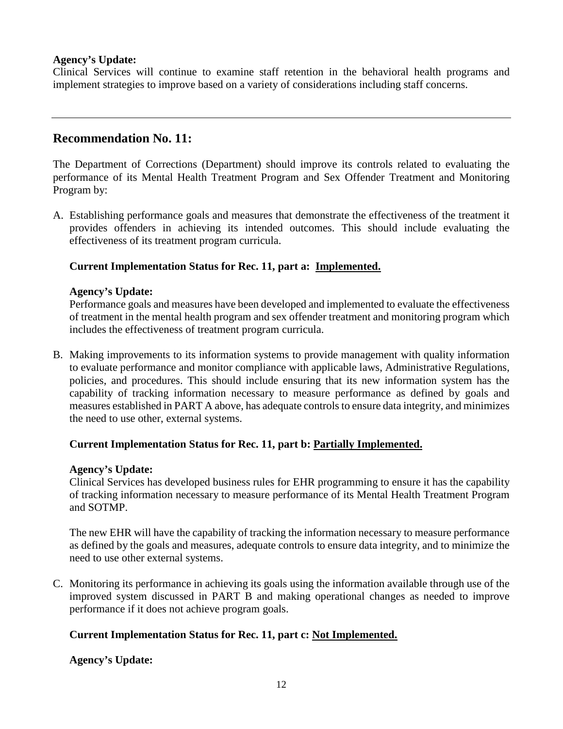**Agency's Update:**
Clinical Services will continue to examine staff retention in the behavioral health programs and implement strategies to improve based on a variety of considerations including staff concerns.

---

## Recommendation No. 11:

The Department of Corrections (Department) should improve its controls related to evaluating the performance of its Mental Health Treatment Program and Sex Offender Treatment and Monitoring Program by:

A. Establishing performance goals and measures that demonstrate the effectiveness of the treatment it provides offenders in achieving its intended outcomes. This should include evaluating the effectiveness of its treatment program curricula.

   **Current Implementation Status for Rec. 11, part a: Implemented.**

   **Agency's Update:**
   Performance goals and measures have been developed and implemented to evaluate the effectiveness of treatment in the mental health program and sex offender treatment and monitoring program which includes the effectiveness of treatment program curricula.

B. Making improvements to its information systems to provide management with quality information to evaluate performance and monitor compliance with applicable laws, Administrative Regulations, policies, and procedures. This should include ensuring that its new information system has the capability of tracking information necessary to measure performance as defined by goals and measures established in PART A above, has adequate controls to ensure data integrity, and minimizes the need to use other, external systems.

   **Current Implementation Status for Rec. 11, part b: Partially Implemented.**

   **Agency's Update:**
   Clinical Services has developed business rules for EHR programming to ensure it has the capability of tracking information necessary to measure performance of its Mental Health Treatment Program and SOTMP.

   The new EHR will have the capability of tracking the information necessary to measure performance as defined by the goals and measures, adequate controls to ensure data integrity, and to minimize the need to use other external systems.

C. Monitoring its performance in achieving its goals using the information available through use of the improved system discussed in PART B and making operational changes as needed to improve performance if it does not achieve program goals.

   **Current Implementation Status for Rec. 11, part c: Not Implemented.**

   **Agency's Update:**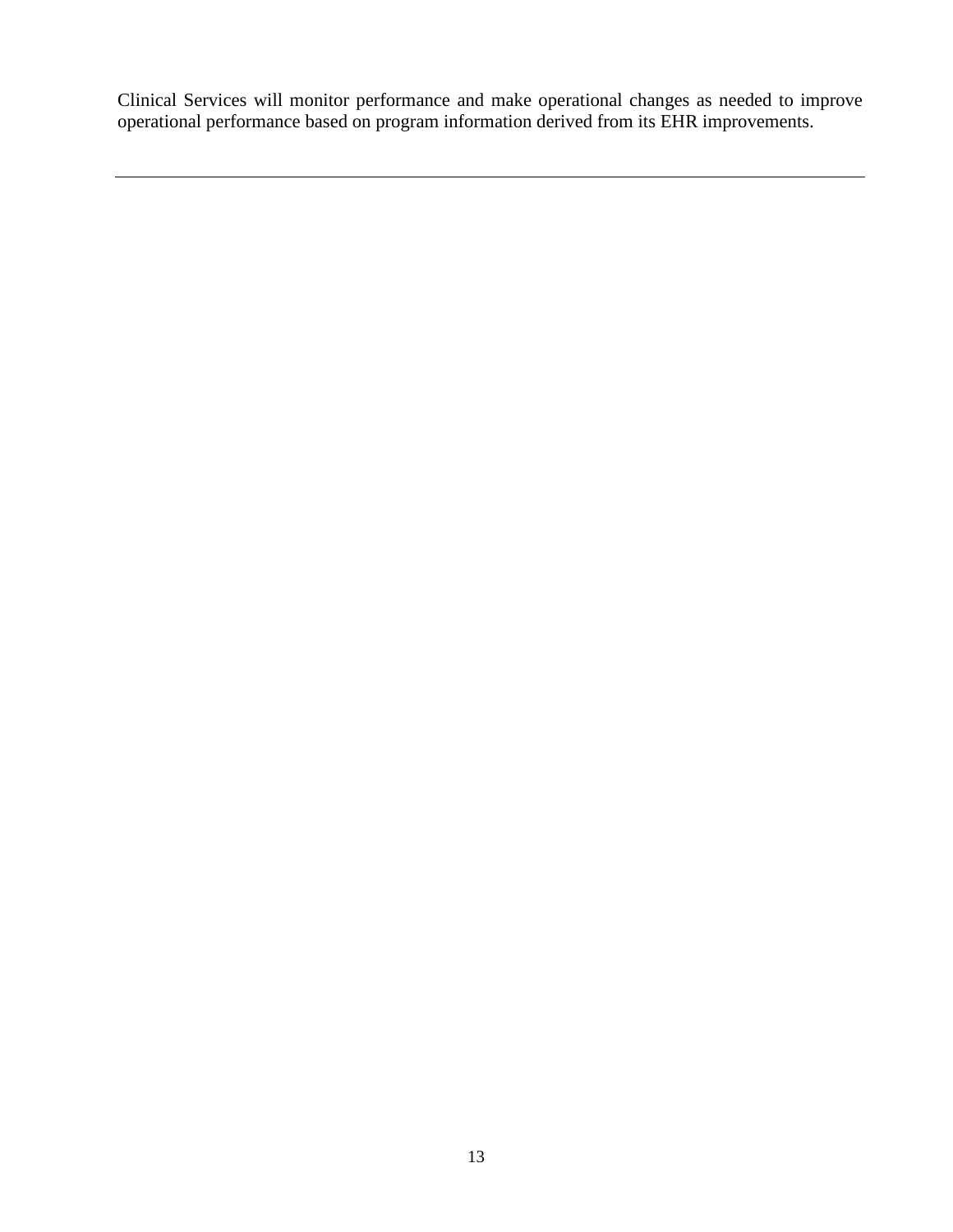Clinical Services will monitor performance and make operational changes as needed to improve operational performance based on program information derived from its EHR improvements.

---